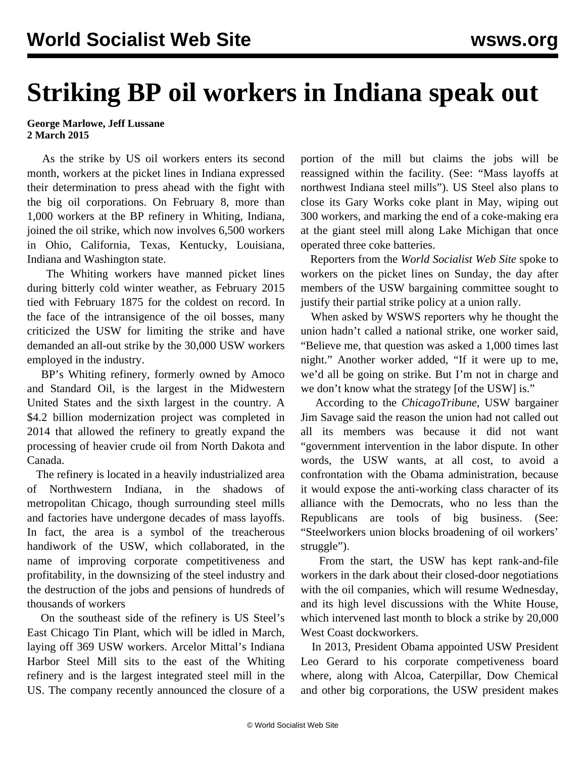# Striking BP oil workers in Indiana speak out

**George Marlowe, Jeff Lussane**
**2 March 2015**

As the strike by US oil workers enters its second month, workers at the picket lines in Indiana expressed their determination to press ahead with the fight with the big oil corporations. On February 8, more than 1,000 workers at the BP refinery in Whiting, Indiana, joined the oil strike, which now involves 6,500 workers in Ohio, California, Texas, Kentucky, Louisiana, Indiana and Washington state.

The Whiting workers have manned picket lines during bitterly cold winter weather, as February 2015 tied with February 1875 for the coldest on record. In the face of the intransigence of the oil bosses, many criticized the USW for limiting the strike and have demanded an all-out strike by the 30,000 USW workers employed in the industry.

BP's Whiting refinery, formerly owned by Amoco and Standard Oil, is the largest in the Midwestern United States and the sixth largest in the country. A $4.2 billion modernization project was completed in 2014 that allowed the refinery to greatly expand the processing of heavier crude oil from North Dakota and Canada.

The refinery is located in a heavily industrialized area of Northwestern Indiana, in the shadows of metropolitan Chicago, though surrounding steel mills and factories have undergone decades of mass layoffs. In fact, the area is a symbol of the treacherous handiwork of the USW, which collaborated, in the name of improving corporate competitiveness and profitability, in the downsizing of the steel industry and the destruction of the jobs and pensions of hundreds of thousands of workers

On the southeast side of the refinery is US Steel's East Chicago Tin Plant, which will be idled in March, laying off 369 USW workers. Arcelor Mittal's Indiana Harbor Steel Mill sits to the east of the Whiting refinery and is the largest integrated steel mill in the US. The company recently announced the closure of a portion of the mill but claims the jobs will be reassigned within the facility. (See: "Mass layoffs at northwest Indiana steel mills"). US Steel also plans to close its Gary Works coke plant in May, wiping out 300 workers, and marking the end of a coke-making era at the giant steel mill along Lake Michigan that once operated three coke batteries.

Reporters from the *World Socialist Web Site* spoke to workers on the picket lines on Sunday, the day after members of the USW bargaining committee sought to justify their partial strike policy at a union rally.

When asked by WSWS reporters why he thought the union hadn't called a national strike, one worker said, "Believe me, that question was asked a 1,000 times last night." Another worker added, "If it were up to me, we'd all be going on strike. But I'm not in charge and we don't know what the strategy [of the USW] is."

According to the *ChicagoTribune*, USW bargainer Jim Savage said the reason the union had not called out all its members was because it did not want "government intervention in the labor dispute. In other words, the USW wants, at all cost, to avoid a confrontation with the Obama administration, because it would expose the anti-working class character of its alliance with the Democrats, who no less than the Republicans are tools of big business. (See: "Steelworkers union blocks broadening of oil workers' struggle").

From the start, the USW has kept rank-and-file workers in the dark about their closed-door negotiations with the oil companies, which will resume Wednesday, and its high level discussions with the White House, which intervened last month to block a strike by 20,000 West Coast dockworkers.

In 2013, President Obama appointed USW President Leo Gerard to his corporate competiveness board where, along with Alcoa, Caterpillar, Dow Chemical and other big corporations, the USW president makes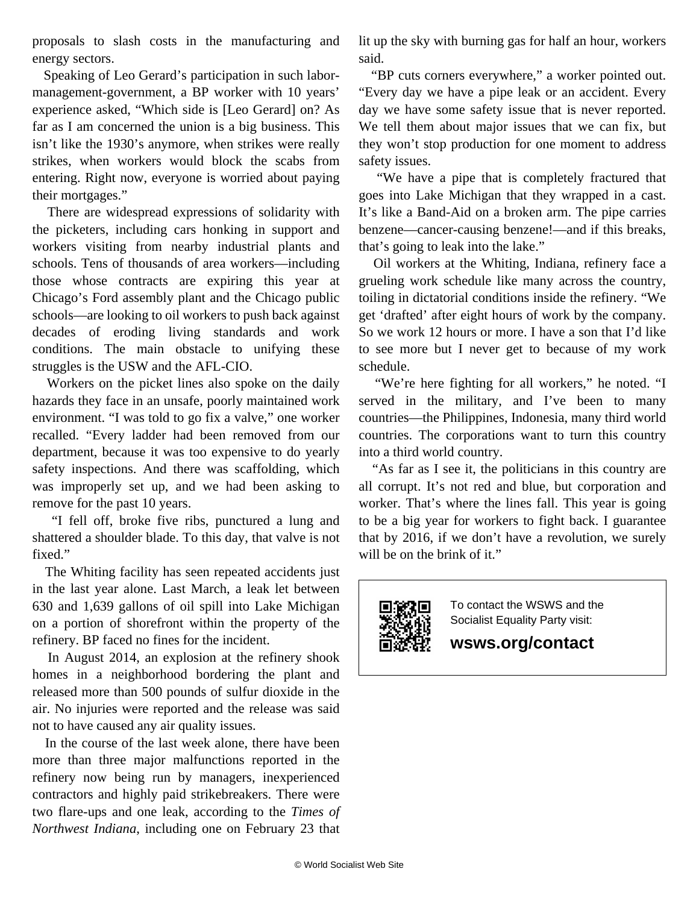proposals to slash costs in the manufacturing and energy sectors.

Speaking of Leo Gerard's participation in such labor-management-government, a BP worker with 10 years' experience asked, "Which side is [Leo Gerard] on? As far as I am concerned the union is a big business. This isn't like the 1930's anymore, when strikes were really strikes, when workers would block the scabs from entering. Right now, everyone is worried about paying their mortgages."

There are widespread expressions of solidarity with the picketers, including cars honking in support and workers visiting from nearby industrial plants and schools. Tens of thousands of area workers—including those whose contracts are expiring this year at Chicago's Ford assembly plant and the Chicago public schools—are looking to oil workers to push back against decades of eroding living standards and work conditions. The main obstacle to unifying these struggles is the USW and the AFL-CIO.

Workers on the picket lines also spoke on the daily hazards they face in an unsafe, poorly maintained work environment. "I was told to go fix a valve," one worker recalled. "Every ladder had been removed from our department, because it was too expensive to do yearly safety inspections. And there was scaffolding, which was improperly set up, and we had been asking to remove for the past 10 years.

"I fell off, broke five ribs, punctured a lung and shattered a shoulder blade. To this day, that valve is not fixed."

The Whiting facility has seen repeated accidents just in the last year alone. Last March, a leak let between 630 and 1,639 gallons of oil spill into Lake Michigan on a portion of shorefront within the property of the refinery. BP faced no fines for the incident.

In August 2014, an explosion at the refinery shook homes in a neighborhood bordering the plant and released more than 500 pounds of sulfur dioxide in the air. No injuries were reported and the release was said not to have caused any air quality issues.

In the course of the last week alone, there have been more than three major malfunctions reported in the refinery now being run by managers, inexperienced contractors and highly paid strikebreakers. There were two flare-ups and one leak, according to the *Times of Northwest Indiana*, including one on February 23 that lit up the sky with burning gas for half an hour, workers said.

"BP cuts corners everywhere," a worker pointed out. "Every day we have a pipe leak or an accident. Every day we have some safety issue that is never reported. We tell them about major issues that we can fix, but they won't stop production for one moment to address safety issues.

"We have a pipe that is completely fractured that goes into Lake Michigan that they wrapped in a cast. It's like a Band-Aid on a broken arm. The pipe carries benzene—cancer-causing benzene!—and if this breaks, that's going to leak into the lake."

Oil workers at the Whiting, Indiana, refinery face a grueling work schedule like many across the country, toiling in dictatorial conditions inside the refinery. "We get 'drafted' after eight hours of work by the company. So we work 12 hours or more. I have a son that I'd like to see more but I never get to because of my work schedule.

"We're here fighting for all workers," he noted. "I served in the military, and I've been to many countries—the Philippines, Indonesia, many third world countries. The corporations want to turn this country into a third world country.

"As far as I see it, the politicians in this country are all corrupt. It's not red and blue, but corporation and worker. That's where the lines fall. This year is going to be a big year for workers to fight back. I guarantee that by 2016, if we don't have a revolution, we surely will be on the brink of it."

To contact the WSWS and the Socialist Equality Party visit:

**wsws.org/contact**